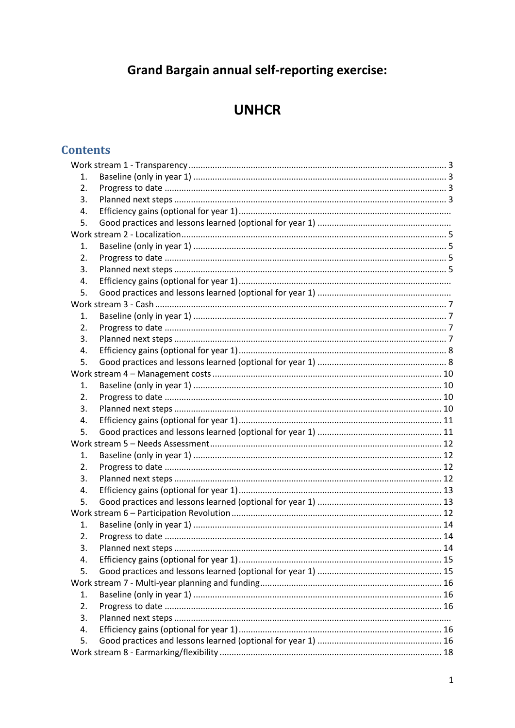# Grand Bargain annual self-reporting exercise:

# UNHCR

## Contents

- Work stream 1 - Transparency ............................................................ 3
  1. Baseline (only in year 1) ............................................................ 3
  2. Progress to date ............................................................ 3
  3. Planned next steps ............................................................ 3
  4. Efficiency gains (optional for year 1) ............................................................
  5. Good practices and lessons learned (optional for year 1) ............................................................
- Work stream 2 - Localization ............................................................ 5
  1. Baseline (only in year 1) ............................................................ 5
  2. Progress to date ............................................................ 5
  3. Planned next steps ............................................................ 5
  4. Efficiency gains (optional for year 1) ............................................................
  5. Good practices and lessons learned (optional for year 1) ............................................................
- Work stream 3 - Cash ............................................................ 7
  1. Baseline (only in year 1) ............................................................ 7
  2. Progress to date ............................................................ 7
  3. Planned next steps ............................................................ 7
  4. Efficiency gains (optional for year 1) ............................................................ 8
  5. Good practices and lessons learned (optional for year 1) ............................................................ 8
- Work stream 4 – Management costs ............................................................ 10
  1. Baseline (only in year 1) ............................................................ 10
  2. Progress to date ............................................................ 10
  3. Planned next steps ............................................................ 10
  4. Efficiency gains (optional for year 1) ............................................................ 11
  5. Good practices and lessons learned (optional for year 1) ............................................................ 11
- Work stream 5 – Needs Assessment ............................................................ 12
  1. Baseline (only in year 1) ............................................................ 12
  2. Progress to date ............................................................ 12
  3. Planned next steps ............................................................ 12
  4. Efficiency gains (optional for year 1) ............................................................ 13
  5. Good practices and lessons learned (optional for year 1) ............................................................ 13
- Work stream 6 – Participation Revolution ............................................................ 12
  1. Baseline (only in year 1) ............................................................ 14
  2. Progress to date ............................................................ 14
  3. Planned next steps ............................................................ 14
  4. Efficiency gains (optional for year 1) ............................................................ 15
  5. Good practices and lessons learned (optional for year 1) ............................................................ 15
- Work stream 7 - Multi-year planning and funding ............................................................ 16
  1. Baseline (only in year 1) ............................................................ 16
  2. Progress to date ............................................................ 16
  3. Planned next steps ............................................................
  4. Efficiency gains (optional for year 1) ............................................................ 16
  5. Good practices and lessons learned (optional for year 1) ............................................................ 16
- Work stream 8 - Earmarking/flexibility ............................................................ 18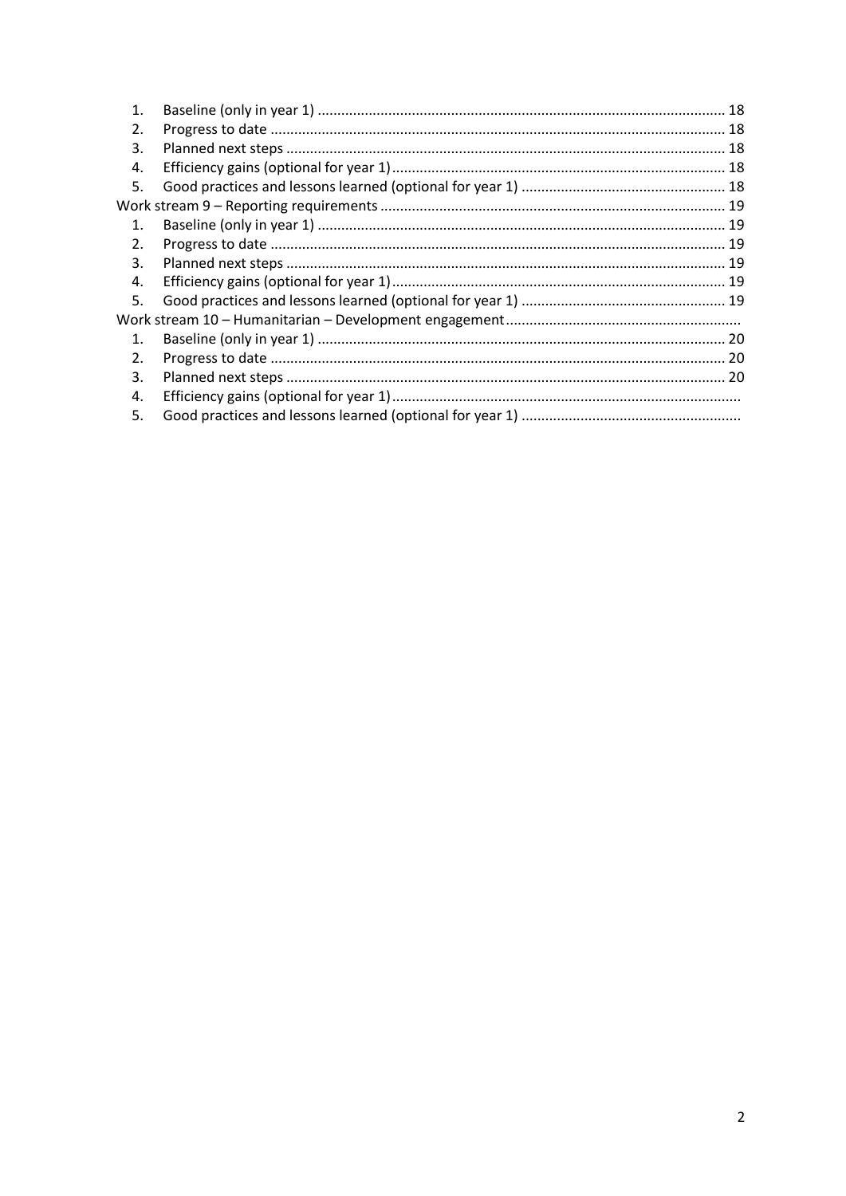1. Baseline (only in year 1) ........................................................................................................ 18
2. Progress to date ..................................................................................................................... 18
3. Planned next steps ................................................................................................................ 18
4. Efficiency gains (optional for year 1) ..................................................................................... 18
5. Good practices and lessons learned (optional for year 1) ..................................................... 18

Work stream 9 – Reporting requirements ........................................................................................ 19

1. Baseline (only in year 1) ........................................................................................................ 19
2. Progress to date ..................................................................................................................... 19
3. Planned next steps ................................................................................................................ 19
4. Efficiency gains (optional for year 1) ..................................................................................... 19
5. Good practices and lessons learned (optional for year 1) ..................................................... 19

Work stream 10 – Humanitarian – Development engagement ............................................................

1. Baseline (only in year 1) ........................................................................................................ 20
2. Progress to date ..................................................................................................................... 20
3. Planned next steps ................................................................................................................ 20
4. Efficiency gains (optional for year 1) .........................................................................................
5. Good practices and lessons learned (optional for year 1) .........................................................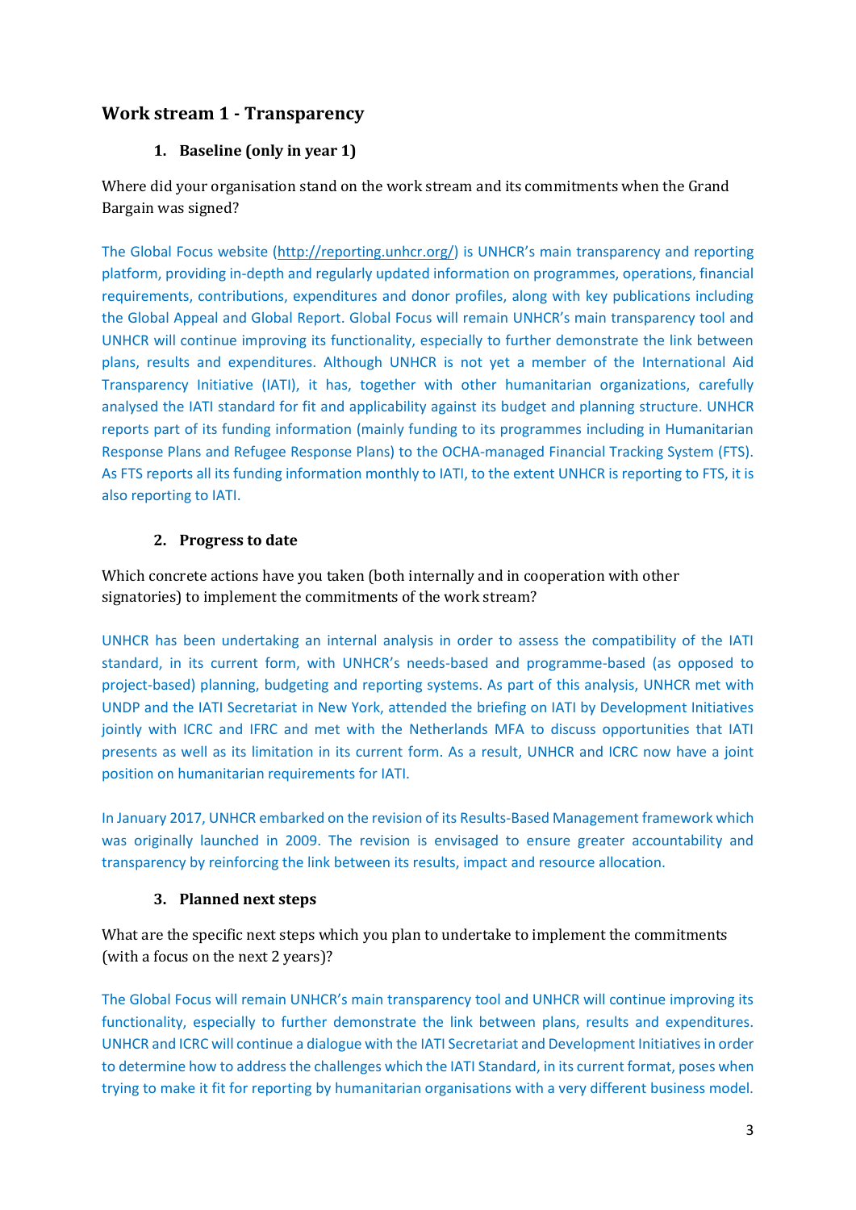## Work stream 1 - Transparency

### 1. Baseline (only in year 1)

Where did your organisation stand on the work stream and its commitments when the Grand Bargain was signed?

The Global Focus website (http://reporting.unhcr.org/) is UNHCR's main transparency and reporting platform, providing in-depth and regularly updated information on programmes, operations, financial requirements, contributions, expenditures and donor profiles, along with key publications including the Global Appeal and Global Report. Global Focus will remain UNHCR's main transparency tool and UNHCR will continue improving its functionality, especially to further demonstrate the link between plans, results and expenditures. Although UNHCR is not yet a member of the International Aid Transparency Initiative (IATI), it has, together with other humanitarian organizations, carefully analysed the IATI standard for fit and applicability against its budget and planning structure. UNHCR reports part of its funding information (mainly funding to its programmes including in Humanitarian Response Plans and Refugee Response Plans) to the OCHA-managed Financial Tracking System (FTS). As FTS reports all its funding information monthly to IATI, to the extent UNHCR is reporting to FTS, it is also reporting to IATI.

### 2. Progress to date

Which concrete actions have you taken (both internally and in cooperation with other signatories) to implement the commitments of the work stream?

UNHCR has been undertaking an internal analysis in order to assess the compatibility of the IATI standard, in its current form, with UNHCR's needs-based and programme-based (as opposed to project-based) planning, budgeting and reporting systems. As part of this analysis, UNHCR met with UNDP and the IATI Secretariat in New York, attended the briefing on IATI by Development Initiatives jointly with ICRC and IFRC and met with the Netherlands MFA to discuss opportunities that IATI presents as well as its limitation in its current form. As a result, UNHCR and ICRC now have a joint position on humanitarian requirements for IATI.

In January 2017, UNHCR embarked on the revision of its Results-Based Management framework which was originally launched in 2009. The revision is envisaged to ensure greater accountability and transparency by reinforcing the link between its results, impact and resource allocation.

### 3. Planned next steps

What are the specific next steps which you plan to undertake to implement the commitments (with a focus on the next 2 years)?

The Global Focus will remain UNHCR's main transparency tool and UNHCR will continue improving its functionality, especially to further demonstrate the link between plans, results and expenditures. UNHCR and ICRC will continue a dialogue with the IATI Secretariat and Development Initiatives in order to determine how to address the challenges which the IATI Standard, in its current format, poses when trying to make it fit for reporting by humanitarian organisations with a very different business model.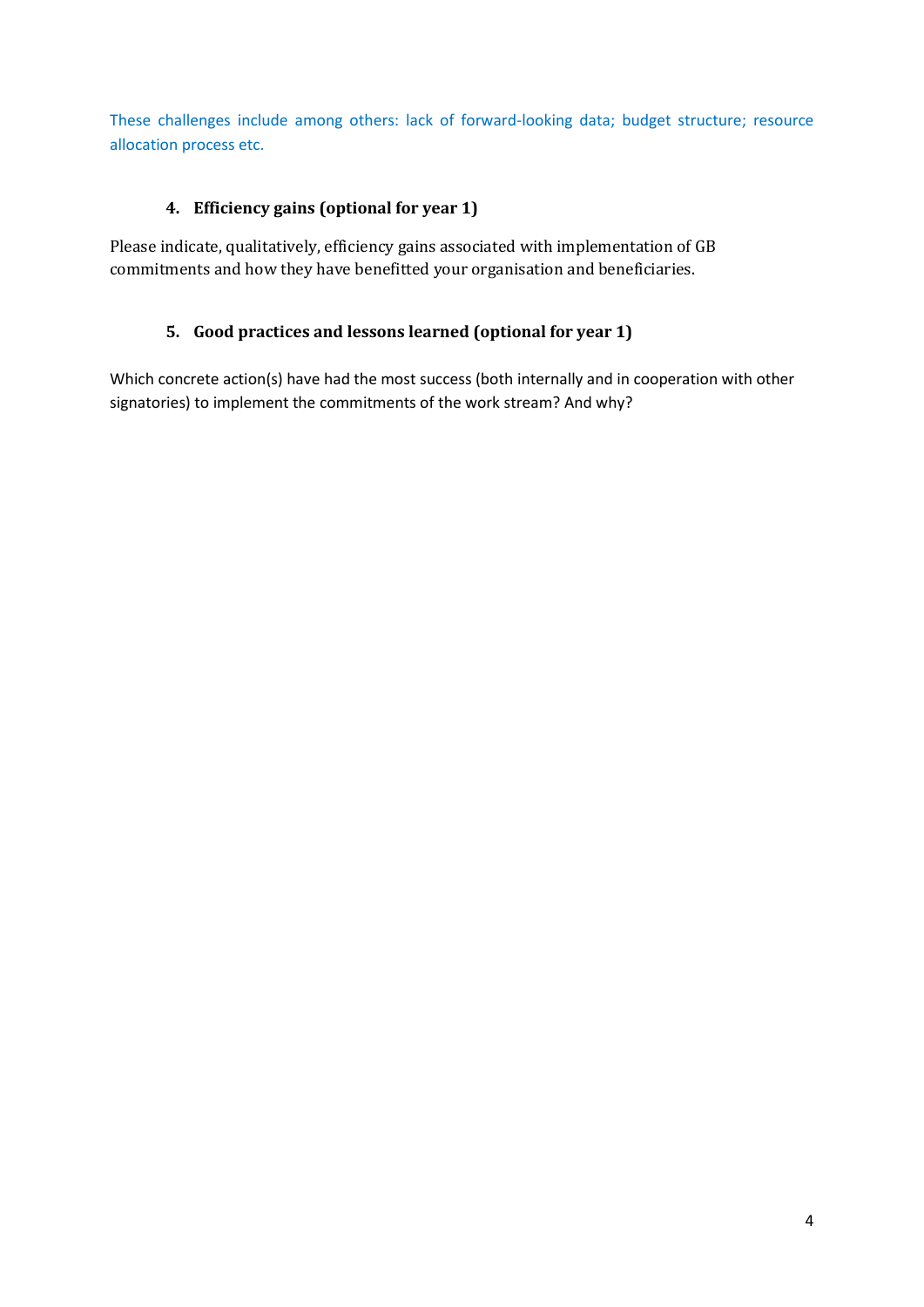These challenges include among others: lack of forward-looking data; budget structure; resource allocation process etc.

### 4. Efficiency gains (optional for year 1)

Please indicate, qualitatively, efficiency gains associated with implementation of GB commitments and how they have benefitted your organisation and beneficiaries.

### 5. Good practices and lessons learned (optional for year 1)

Which concrete action(s) have had the most success (both internally and in cooperation with other signatories) to implement the commitments of the work stream? And why?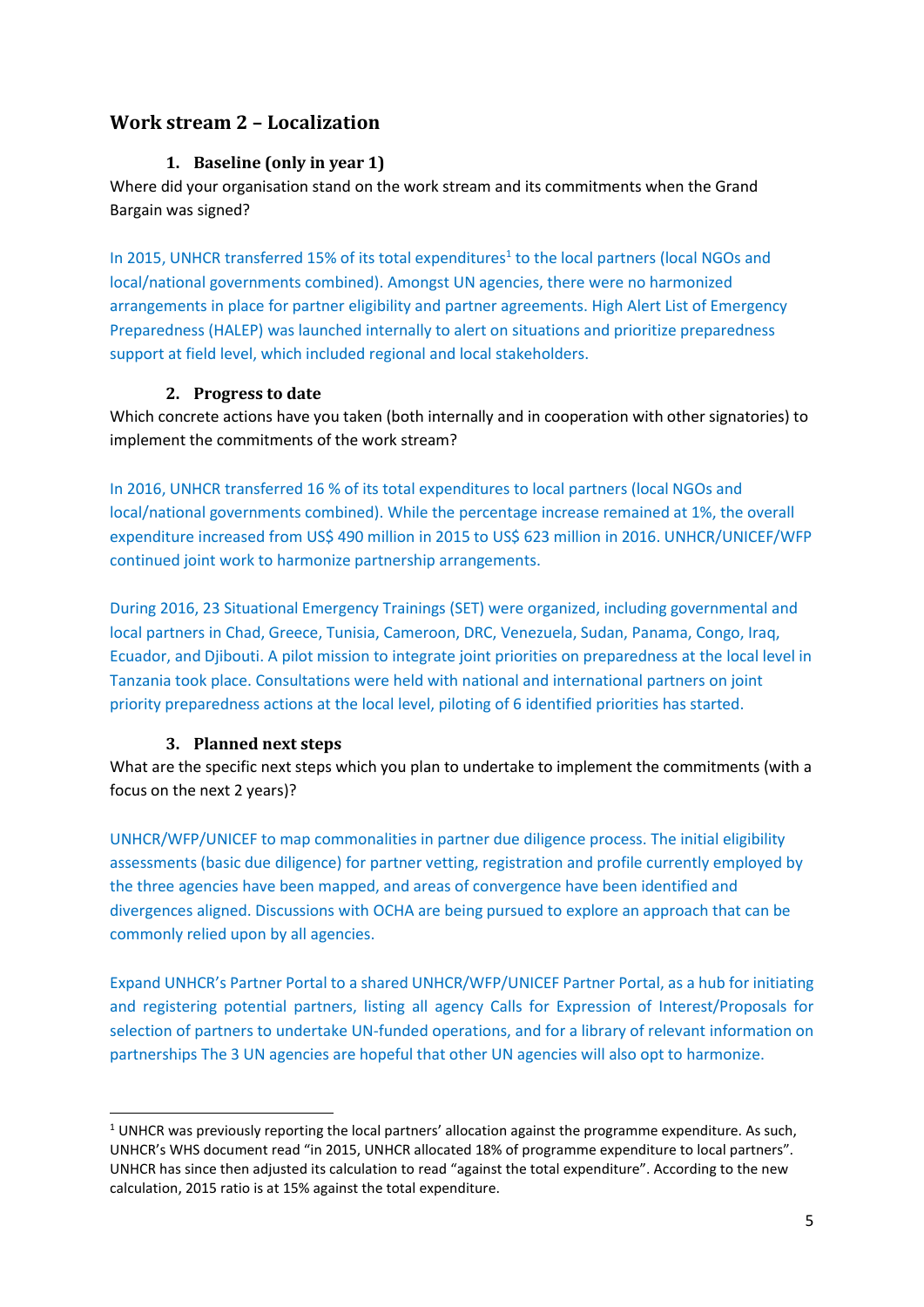## Work stream 2 – Localization

### 1. Baseline (only in year 1)

Where did your organisation stand on the work stream and its commitments when the Grand Bargain was signed?

In 2015, UNHCR transferred 15% of its total expenditures[1] to the local partners (local NGOs and local/national governments combined). Amongst UN agencies, there were no harmonized arrangements in place for partner eligibility and partner agreements. High Alert List of Emergency Preparedness (HALEP) was launched internally to alert on situations and prioritize preparedness support at field level, which included regional and local stakeholders.

### 2. Progress to date

Which concrete actions have you taken (both internally and in cooperation with other signatories) to implement the commitments of the work stream?

In 2016, UNHCR transferred 16 % of its total expenditures to local partners (local NGOs and local/national governments combined). While the percentage increase remained at 1%, the overall expenditure increased from US$ 490 million in 2015 to US$ 623 million in 2016. UNHCR/UNICEF/WFP continued joint work to harmonize partnership arrangements.

During 2016, 23 Situational Emergency Trainings (SET) were organized, including governmental and local partners in Chad, Greece, Tunisia, Cameroon, DRC, Venezuela, Sudan, Panama, Congo, Iraq, Ecuador, and Djibouti. A pilot mission to integrate joint priorities on preparedness at the local level in Tanzania took place. Consultations were held with national and international partners on joint priority preparedness actions at the local level, piloting of 6 identified priorities has started.

### 3. Planned next steps

What are the specific next steps which you plan to undertake to implement the commitments (with a focus on the next 2 years)?

UNHCR/WFP/UNICEF to map commonalities in partner due diligence process. The initial eligibility assessments (basic due diligence) for partner vetting, registration and profile currently employed by the three agencies have been mapped, and areas of convergence have been identified and divergences aligned. Discussions with OCHA are being pursued to explore an approach that can be commonly relied upon by all agencies.

Expand UNHCR's Partner Portal to a shared UNHCR/WFP/UNICEF Partner Portal, as a hub for initiating and registering potential partners, listing all agency Calls for Expression of Interest/Proposals for selection of partners to undertake UN-funded operations, and for a library of relevant information on partnerships The 3 UN agencies are hopeful that other UN agencies will also opt to harmonize.

---

[1] UNHCR was previously reporting the local partners' allocation against the programme expenditure. As such, UNHCR's WHS document read "in 2015, UNHCR allocated 18% of programme expenditure to local partners". UNHCR has since then adjusted its calculation to read "against the total expenditure". According to the new calculation, 2015 ratio is at 15% against the total expenditure.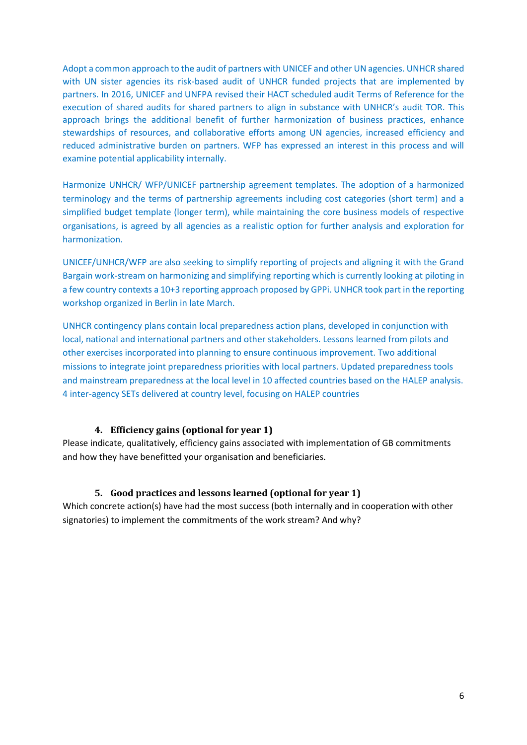Adopt a common approach to the audit of partners with UNICEF and other UN agencies. UNHCR shared with UN sister agencies its risk-based audit of UNHCR funded projects that are implemented by partners. In 2016, UNICEF and UNFPA revised their HACT scheduled audit Terms of Reference for the execution of shared audits for shared partners to align in substance with UNHCR's audit TOR. This approach brings the additional benefit of further harmonization of business practices, enhance stewardships of resources, and collaborative efforts among UN agencies, increased efficiency and reduced administrative burden on partners. WFP has expressed an interest in this process and will examine potential applicability internally.

Harmonize UNHCR/ WFP/UNICEF partnership agreement templates. The adoption of a harmonized terminology and the terms of partnership agreements including cost categories (short term) and a simplified budget template (longer term), while maintaining the core business models of respective organisations, is agreed by all agencies as a realistic option for further analysis and exploration for harmonization.

UNICEF/UNHCR/WFP are also seeking to simplify reporting of projects and aligning it with the Grand Bargain work-stream on harmonizing and simplifying reporting which is currently looking at piloting in a few country contexts a 10+3 reporting approach proposed by GPPi. UNHCR took part in the reporting workshop organized in Berlin in late March.

UNHCR contingency plans contain local preparedness action plans, developed in conjunction with local, national and international partners and other stakeholders. Lessons learned from pilots and other exercises incorporated into planning to ensure continuous improvement. Two additional missions to integrate joint preparedness priorities with local partners. Updated preparedness tools and mainstream preparedness at the local level in 10 affected countries based on the HALEP analysis. 4 inter-agency SETs delivered at country level, focusing on HALEP countries

### 4. Efficiency gains (optional for year 1)

Please indicate, qualitatively, efficiency gains associated with implementation of GB commitments and how they have benefitted your organisation and beneficiaries.

### 5. Good practices and lessons learned (optional for year 1)

Which concrete action(s) have had the most success (both internally and in cooperation with other signatories) to implement the commitments of the work stream? And why?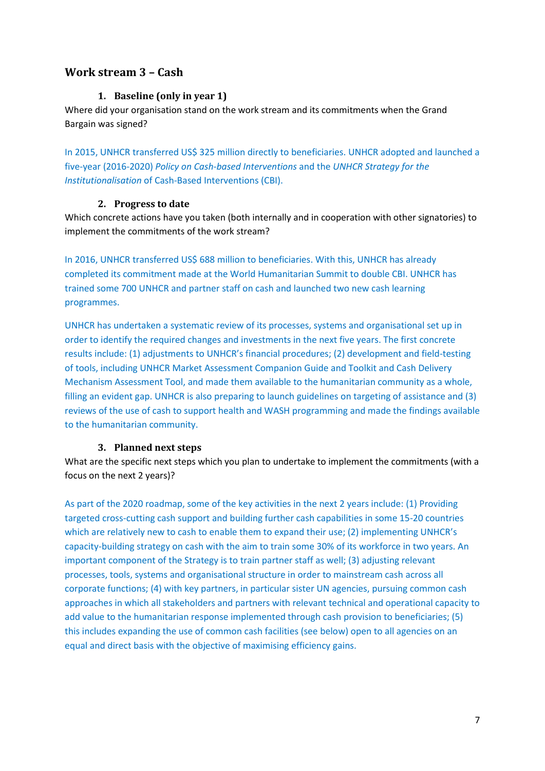## Work stream 3 – Cash

### 1. Baseline (only in year 1)

Where did your organisation stand on the work stream and its commitments when the Grand Bargain was signed?

In 2015, UNHCR transferred US$ 325 million directly to beneficiaries. UNHCR adopted and launched a five-year (2016-2020) *Policy on Cash-based Interventions* and the *UNHCR Strategy for the Institutionalisation* of Cash-Based Interventions (CBI).

### 2. Progress to date

Which concrete actions have you taken (both internally and in cooperation with other signatories) to implement the commitments of the work stream?

In 2016, UNHCR transferred US$ 688 million to beneficiaries. With this, UNHCR has already completed its commitment made at the World Humanitarian Summit to double CBI. UNHCR has trained some 700 UNHCR and partner staff on cash and launched two new cash learning programmes.

UNHCR has undertaken a systematic review of its processes, systems and organisational set up in order to identify the required changes and investments in the next five years. The first concrete results include: (1) adjustments to UNHCR's financial procedures; (2) development and field-testing of tools, including UNHCR Market Assessment Companion Guide and Toolkit and Cash Delivery Mechanism Assessment Tool, and made them available to the humanitarian community as a whole, filling an evident gap. UNHCR is also preparing to launch guidelines on targeting of assistance and (3) reviews of the use of cash to support health and WASH programming and made the findings available to the humanitarian community.

### 3. Planned next steps

What are the specific next steps which you plan to undertake to implement the commitments (with a focus on the next 2 years)?

As part of the 2020 roadmap, some of the key activities in the next 2 years include: (1) Providing targeted cross-cutting cash support and building further cash capabilities in some 15-20 countries which are relatively new to cash to enable them to expand their use; (2) implementing UNHCR's capacity-building strategy on cash with the aim to train some 30% of its workforce in two years. An important component of the Strategy is to train partner staff as well; (3) adjusting relevant processes, tools, systems and organisational structure in order to mainstream cash across all corporate functions; (4) with key partners, in particular sister UN agencies, pursuing common cash approaches in which all stakeholders and partners with relevant technical and operational capacity to add value to the humanitarian response implemented through cash provision to beneficiaries; (5) this includes expanding the use of common cash facilities (see below) open to all agencies on an equal and direct basis with the objective of maximising efficiency gains.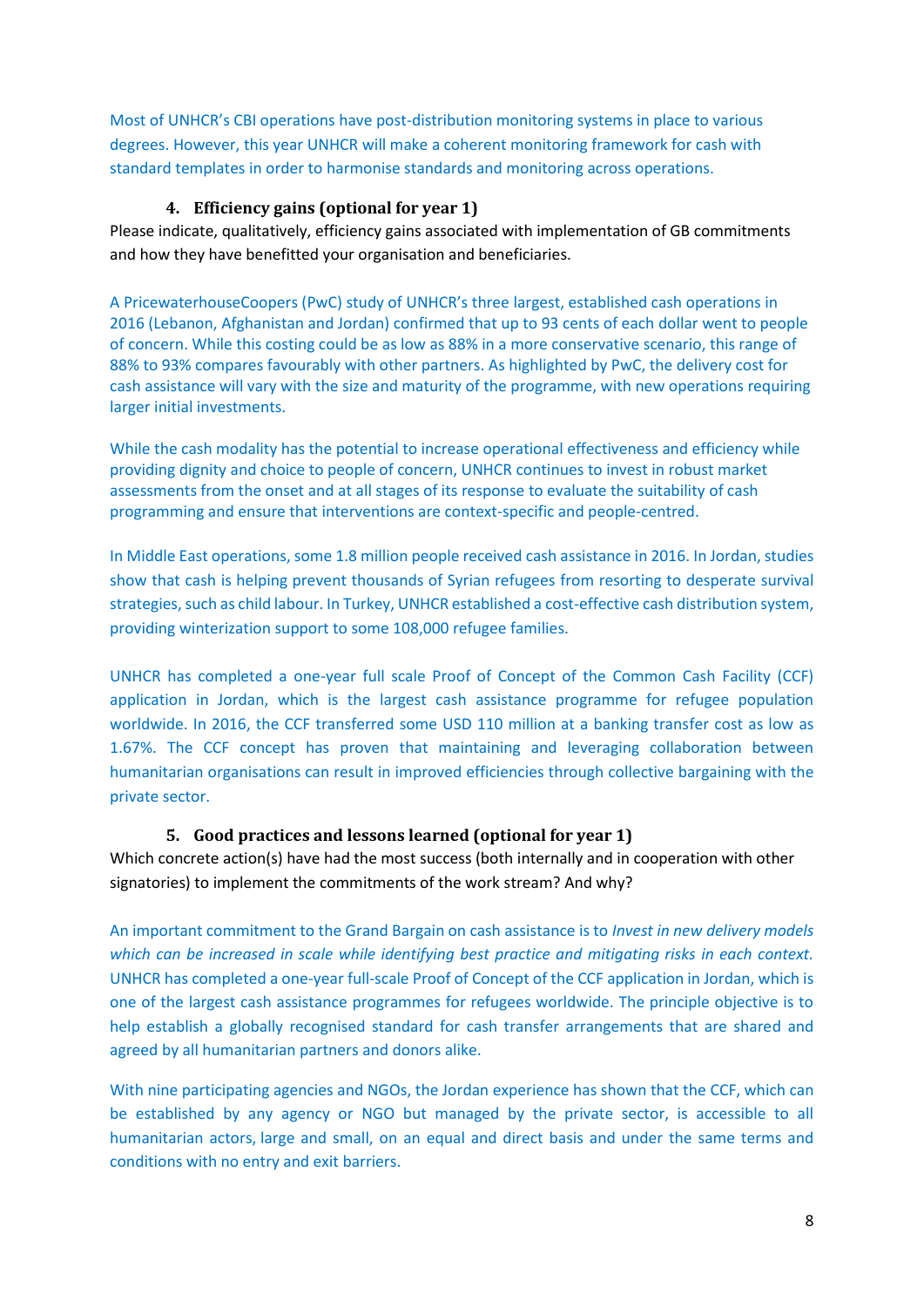Most of UNHCR's CBI operations have post-distribution monitoring systems in place to various degrees. However, this year UNHCR will make a coherent monitoring framework for cash with standard templates in order to harmonise standards and monitoring across operations.

### 4. Efficiency gains (optional for year 1)

Please indicate, qualitatively, efficiency gains associated with implementation of GB commitments and how they have benefitted your organisation and beneficiaries.

A PricewaterhouseCoopers (PwC) study of UNHCR's three largest, established cash operations in 2016 (Lebanon, Afghanistan and Jordan) confirmed that up to 93 cents of each dollar went to people of concern. While this costing could be as low as 88% in a more conservative scenario, this range of 88% to 93% compares favourably with other partners. As highlighted by PwC, the delivery cost for cash assistance will vary with the size and maturity of the programme, with new operations requiring larger initial investments.

While the cash modality has the potential to increase operational effectiveness and efficiency while providing dignity and choice to people of concern, UNHCR continues to invest in robust market assessments from the onset and at all stages of its response to evaluate the suitability of cash programming and ensure that interventions are context-specific and people-centred.

In Middle East operations, some 1.8 million people received cash assistance in 2016. In Jordan, studies show that cash is helping prevent thousands of Syrian refugees from resorting to desperate survival strategies, such as child labour. In Turkey, UNHCR established a cost-effective cash distribution system, providing winterization support to some 108,000 refugee families.

UNHCR has completed a one-year full scale Proof of Concept of the Common Cash Facility (CCF) application in Jordan, which is the largest cash assistance programme for refugee population worldwide. In 2016, the CCF transferred some USD 110 million at a banking transfer cost as low as 1.67%. The CCF concept has proven that maintaining and leveraging collaboration between humanitarian organisations can result in improved efficiencies through collective bargaining with the private sector.

### 5. Good practices and lessons learned (optional for year 1)

Which concrete action(s) have had the most success (both internally and in cooperation with other signatories) to implement the commitments of the work stream? And why?

An important commitment to the Grand Bargain on cash assistance is to *Invest in new delivery models which can be increased in scale while identifying best practice and mitigating risks in each context.* UNHCR has completed a one-year full-scale Proof of Concept of the CCF application in Jordan, which is one of the largest cash assistance programmes for refugees worldwide. The principle objective is to help establish a globally recognised standard for cash transfer arrangements that are shared and agreed by all humanitarian partners and donors alike.

With nine participating agencies and NGOs, the Jordan experience has shown that the CCF, which can be established by any agency or NGO but managed by the private sector, is accessible to all humanitarian actors, large and small, on an equal and direct basis and under the same terms and conditions with no entry and exit barriers.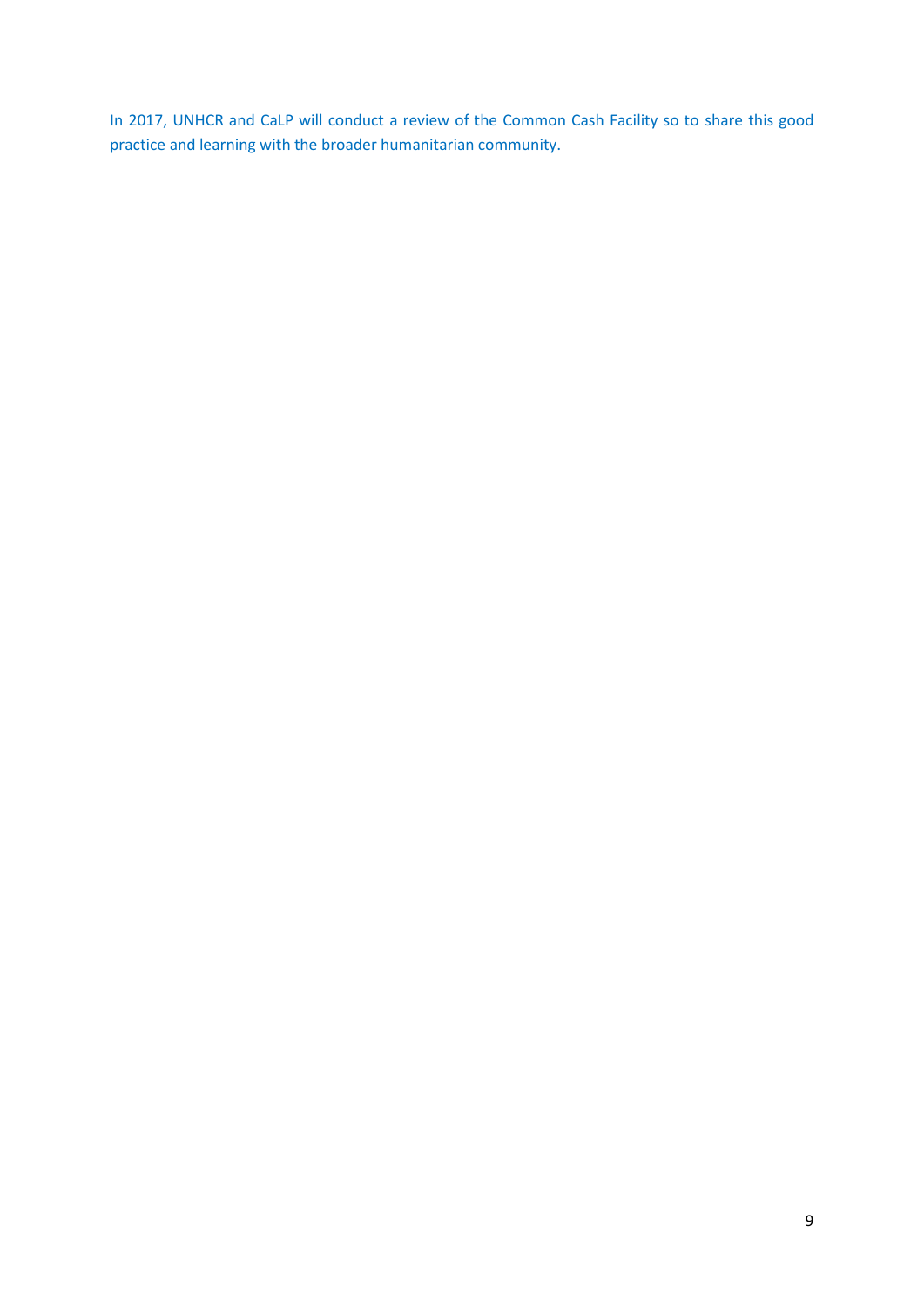In 2017, UNHCR and CaLP will conduct a review of the Common Cash Facility so to share this good practice and learning with the broader humanitarian community.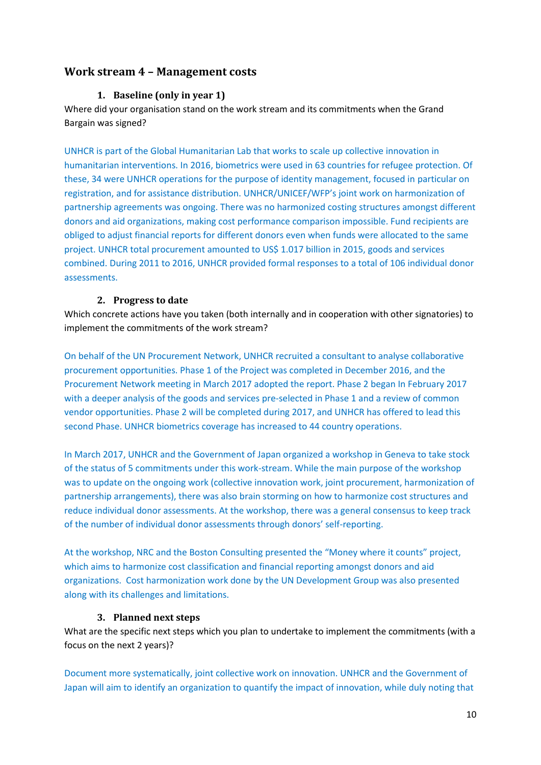## Work stream 4 – Management costs

### 1. Baseline (only in year 1)

Where did your organisation stand on the work stream and its commitments when the Grand Bargain was signed?

UNHCR is part of the Global Humanitarian Lab that works to scale up collective innovation in humanitarian interventions. In 2016, biometrics were used in 63 countries for refugee protection. Of these, 34 were UNHCR operations for the purpose of identity management, focused in particular on registration, and for assistance distribution. UNHCR/UNICEF/WFP's joint work on harmonization of partnership agreements was ongoing. There was no harmonized costing structures amongst different donors and aid organizations, making cost performance comparison impossible. Fund recipients are obliged to adjust financial reports for different donors even when funds were allocated to the same project. UNHCR total procurement amounted to US$ 1.017 billion in 2015, goods and services combined. During 2011 to 2016, UNHCR provided formal responses to a total of 106 individual donor assessments.

### 2. Progress to date

Which concrete actions have you taken (both internally and in cooperation with other signatories) to implement the commitments of the work stream?

On behalf of the UN Procurement Network, UNHCR recruited a consultant to analyse collaborative procurement opportunities. Phase 1 of the Project was completed in December 2016, and the Procurement Network meeting in March 2017 adopted the report. Phase 2 began In February 2017 with a deeper analysis of the goods and services pre-selected in Phase 1 and a review of common vendor opportunities. Phase 2 will be completed during 2017, and UNHCR has offered to lead this second Phase. UNHCR biometrics coverage has increased to 44 country operations.

In March 2017, UNHCR and the Government of Japan organized a workshop in Geneva to take stock of the status of 5 commitments under this work-stream. While the main purpose of the workshop was to update on the ongoing work (collective innovation work, joint procurement, harmonization of partnership arrangements), there was also brain storming on how to harmonize cost structures and reduce individual donor assessments. At the workshop, there was a general consensus to keep track of the number of individual donor assessments through donors' self-reporting.

At the workshop, NRC and the Boston Consulting presented the "Money where it counts" project, which aims to harmonize cost classification and financial reporting amongst donors and aid organizations. Cost harmonization work done by the UN Development Group was also presented along with its challenges and limitations.

### 3. Planned next steps

What are the specific next steps which you plan to undertake to implement the commitments (with a focus on the next 2 years)?

Document more systematically, joint collective work on innovation. UNHCR and the Government of Japan will aim to identify an organization to quantify the impact of innovation, while duly noting that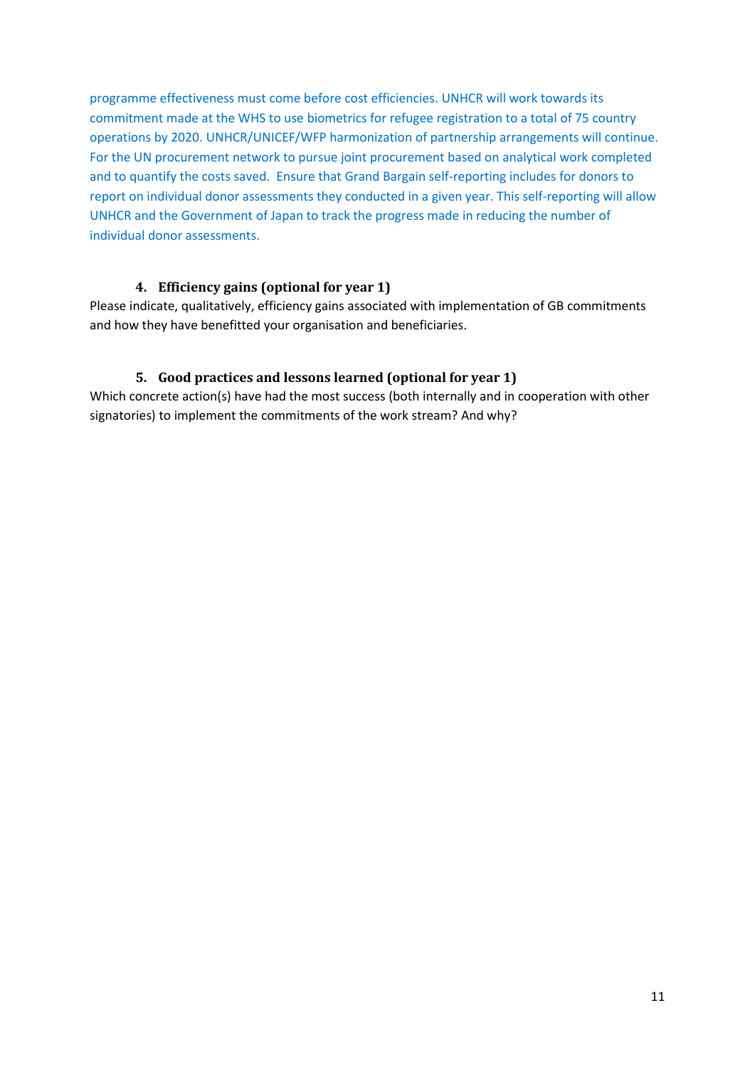programme effectiveness must come before cost efficiencies. UNHCR will work towards its commitment made at the WHS to use biometrics for refugee registration to a total of 75 country operations by 2020. UNHCR/UNICEF/WFP harmonization of partnership arrangements will continue. For the UN procurement network to pursue joint procurement based on analytical work completed and to quantify the costs saved. Ensure that Grand Bargain self-reporting includes for donors to report on individual donor assessments they conducted in a given year. This self-reporting will allow UNHCR and the Government of Japan to track the progress made in reducing the number of individual donor assessments.

#### 4. Efficiency gains (optional for year 1)

Please indicate, qualitatively, efficiency gains associated with implementation of GB commitments and how they have benefitted your organisation and beneficiaries.

#### 5. Good practices and lessons learned (optional for year 1)

Which concrete action(s) have had the most success (both internally and in cooperation with other signatories) to implement the commitments of the work stream? And why?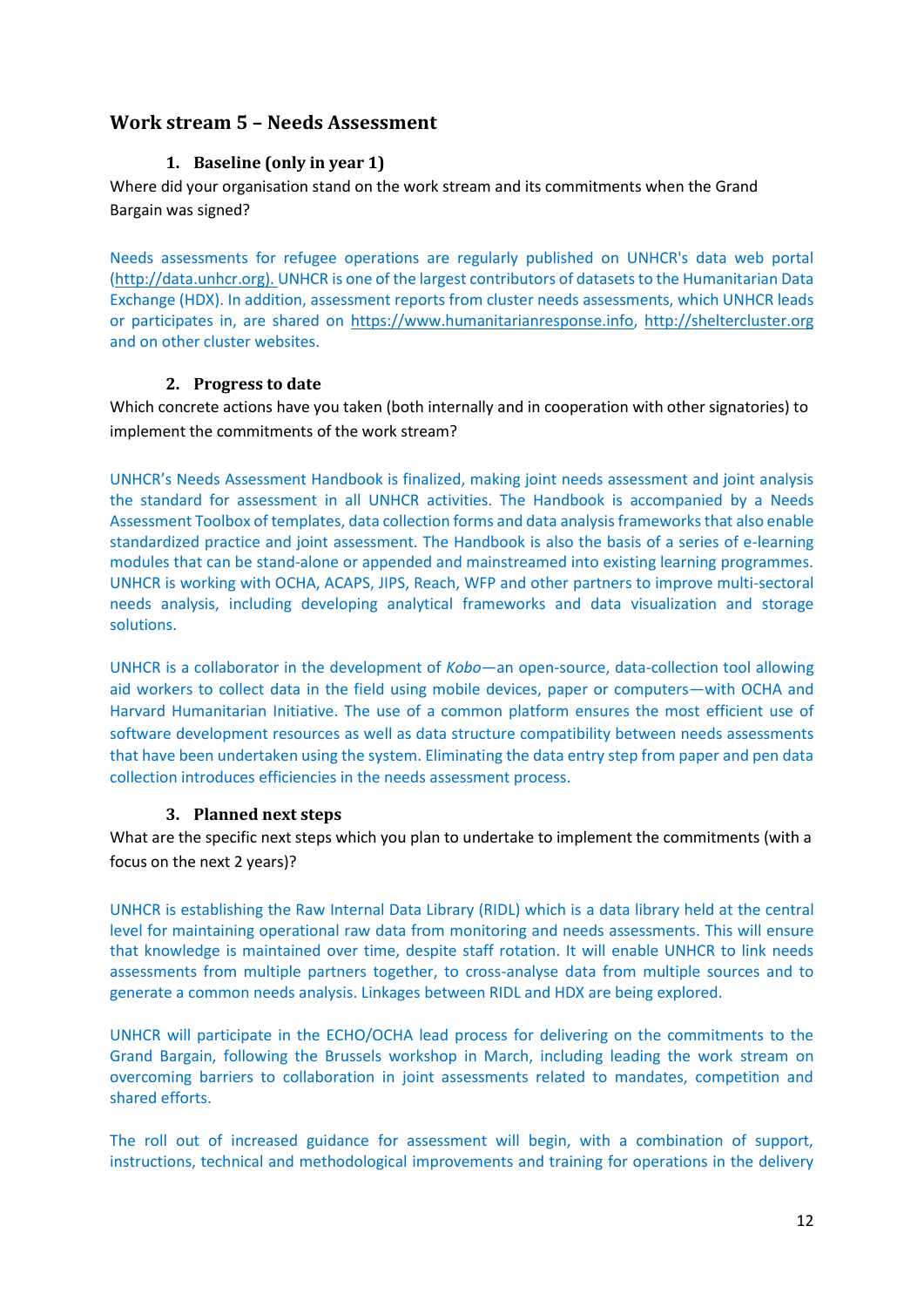## Work stream 5 – Needs Assessment

### 1. Baseline (only in year 1)

Where did your organisation stand on the work stream and its commitments when the Grand Bargain was signed?

Needs assessments for refugee operations are regularly published on UNHCR's data web portal (http://data.unhcr.org). UNHCR is one of the largest contributors of datasets to the Humanitarian Data Exchange (HDX). In addition, assessment reports from cluster needs assessments, which UNHCR leads or participates in, are shared on https://www.humanitarianresponse.info, http://sheltercluster.org and on other cluster websites.

### 2. Progress to date

Which concrete actions have you taken (both internally and in cooperation with other signatories) to implement the commitments of the work stream?

UNHCR's Needs Assessment Handbook is finalized, making joint needs assessment and joint analysis the standard for assessment in all UNHCR activities. The Handbook is accompanied by a Needs Assessment Toolbox of templates, data collection forms and data analysis frameworks that also enable standardized practice and joint assessment. The Handbook is also the basis of a series of e-learning modules that can be stand-alone or appended and mainstreamed into existing learning programmes. UNHCR is working with OCHA, ACAPS, JIPS, Reach, WFP and other partners to improve multi-sectoral needs analysis, including developing analytical frameworks and data visualization and storage solutions.

UNHCR is a collaborator in the development of *Kobo*—an open-source, data-collection tool allowing aid workers to collect data in the field using mobile devices, paper or computers—with OCHA and Harvard Humanitarian Initiative. The use of a common platform ensures the most efficient use of software development resources as well as data structure compatibility between needs assessments that have been undertaken using the system. Eliminating the data entry step from paper and pen data collection introduces efficiencies in the needs assessment process.

### 3. Planned next steps

What are the specific next steps which you plan to undertake to implement the commitments (with a focus on the next 2 years)?

UNHCR is establishing the Raw Internal Data Library (RIDL) which is a data library held at the central level for maintaining operational raw data from monitoring and needs assessments. This will ensure that knowledge is maintained over time, despite staff rotation. It will enable UNHCR to link needs assessments from multiple partners together, to cross-analyse data from multiple sources and to generate a common needs analysis. Linkages between RIDL and HDX are being explored.

UNHCR will participate in the ECHO/OCHA lead process for delivering on the commitments to the Grand Bargain, following the Brussels workshop in March, including leading the work stream on overcoming barriers to collaboration in joint assessments related to mandates, competition and shared efforts.

The roll out of increased guidance for assessment will begin, with a combination of support, instructions, technical and methodological improvements and training for operations in the delivery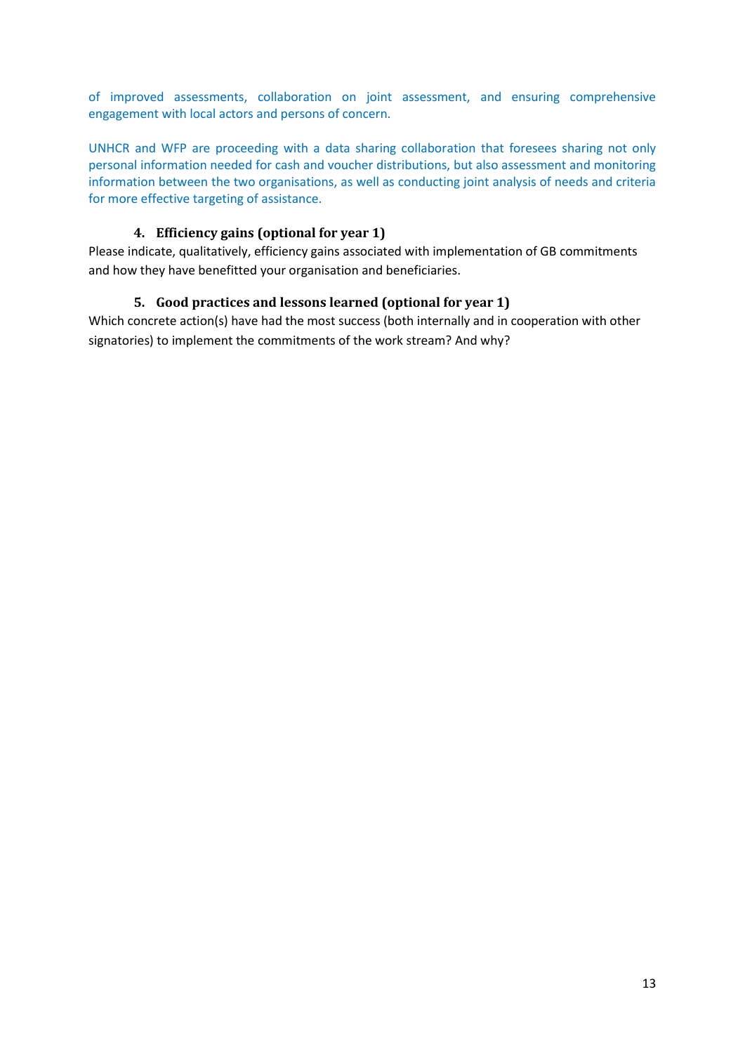of improved assessments, collaboration on joint assessment, and ensuring comprehensive engagement with local actors and persons of concern.

UNHCR and WFP are proceeding with a data sharing collaboration that foresees sharing not only personal information needed for cash and voucher distributions, but also assessment and monitoring information between the two organisations, as well as conducting joint analysis of needs and criteria for more effective targeting of assistance.

### 4. Efficiency gains (optional for year 1)

Please indicate, qualitatively, efficiency gains associated with implementation of GB commitments and how they have benefitted your organisation and beneficiaries.

### 5. Good practices and lessons learned (optional for year 1)

Which concrete action(s) have had the most success (both internally and in cooperation with other signatories) to implement the commitments of the work stream? And why?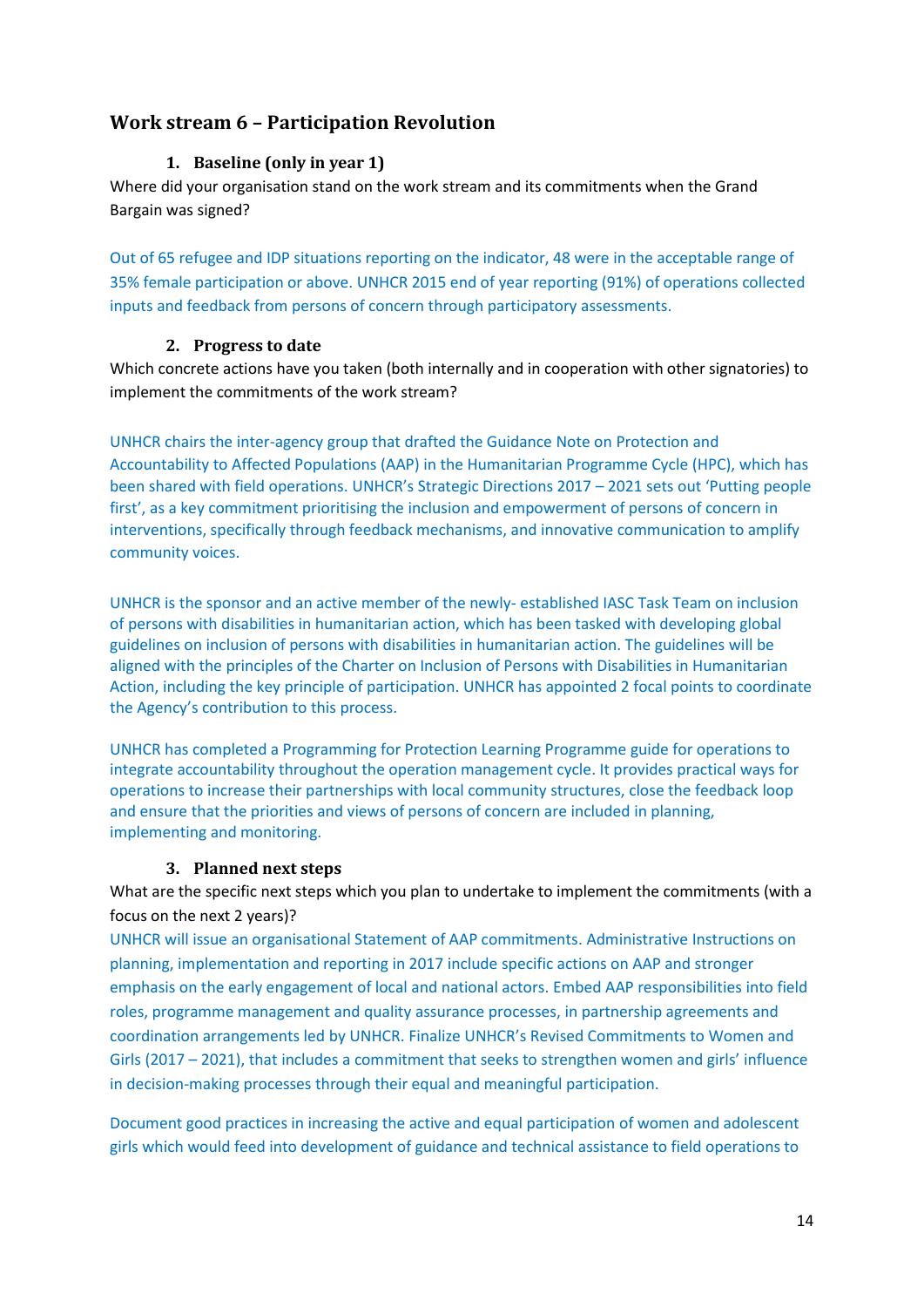## Work stream 6 – Participation Revolution

### 1. Baseline (only in year 1)

Where did your organisation stand on the work stream and its commitments when the Grand Bargain was signed?

Out of 65 refugee and IDP situations reporting on the indicator, 48 were in the acceptable range of 35% female participation or above. UNHCR 2015 end of year reporting (91%) of operations collected inputs and feedback from persons of concern through participatory assessments.

### 2. Progress to date

Which concrete actions have you taken (both internally and in cooperation with other signatories) to implement the commitments of the work stream?

UNHCR chairs the inter-agency group that drafted the Guidance Note on Protection and Accountability to Affected Populations (AAP) in the Humanitarian Programme Cycle (HPC), which has been shared with field operations. UNHCR's Strategic Directions 2017 – 2021 sets out 'Putting people first', as a key commitment prioritising the inclusion and empowerment of persons of concern in interventions, specifically through feedback mechanisms, and innovative communication to amplify community voices.

UNHCR is the sponsor and an active member of the newly- established IASC Task Team on inclusion of persons with disabilities in humanitarian action, which has been tasked with developing global guidelines on inclusion of persons with disabilities in humanitarian action. The guidelines will be aligned with the principles of the Charter on Inclusion of Persons with Disabilities in Humanitarian Action, including the key principle of participation. UNHCR has appointed 2 focal points to coordinate the Agency's contribution to this process.

UNHCR has completed a Programming for Protection Learning Programme guide for operations to integrate accountability throughout the operation management cycle. It provides practical ways for operations to increase their partnerships with local community structures, close the feedback loop and ensure that the priorities and views of persons of concern are included in planning, implementing and monitoring.

### 3. Planned next steps

What are the specific next steps which you plan to undertake to implement the commitments (with a focus on the next 2 years)?

UNHCR will issue an organisational Statement of AAP commitments. Administrative Instructions on planning, implementation and reporting in 2017 include specific actions on AAP and stronger emphasis on the early engagement of local and national actors. Embed AAP responsibilities into field roles, programme management and quality assurance processes, in partnership agreements and coordination arrangements led by UNHCR. Finalize UNHCR's Revised Commitments to Women and Girls (2017 – 2021), that includes a commitment that seeks to strengthen women and girls' influence in decision-making processes through their equal and meaningful participation.

Document good practices in increasing the active and equal participation of women and adolescent girls which would feed into development of guidance and technical assistance to field operations to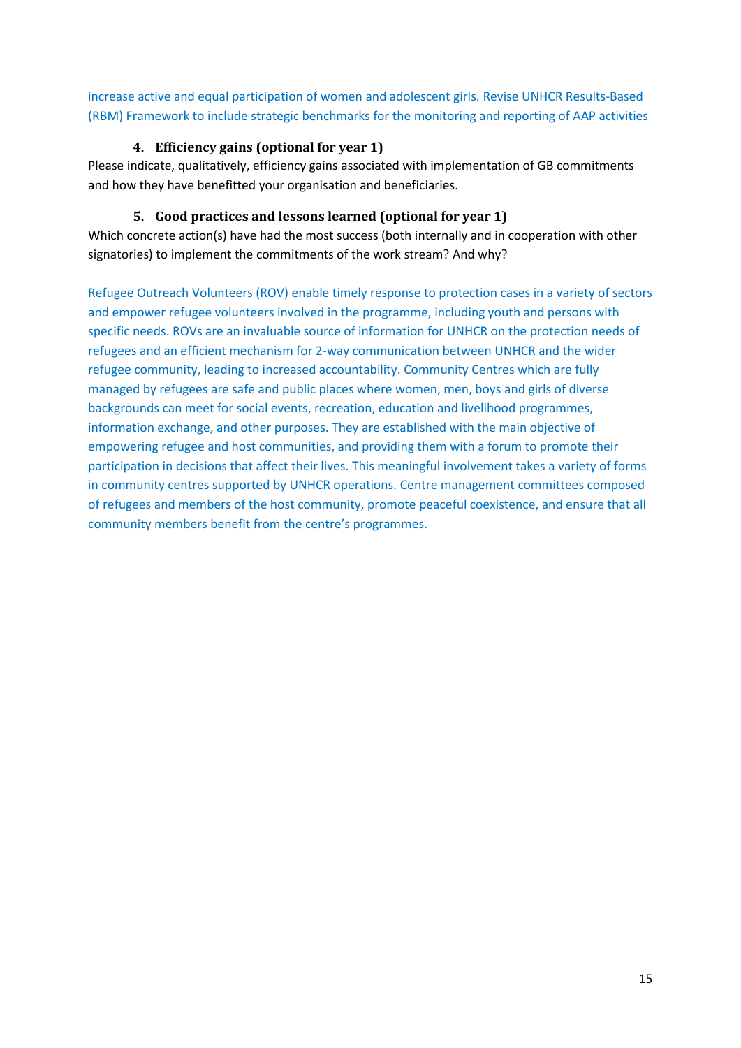increase active and equal participation of women and adolescent girls. Revise UNHCR Results-Based (RBM) Framework to include strategic benchmarks for the monitoring and reporting of AAP activities

### 4. Efficiency gains (optional for year 1)

Please indicate, qualitatively, efficiency gains associated with implementation of GB commitments and how they have benefitted your organisation and beneficiaries.

### 5. Good practices and lessons learned (optional for year 1)

Which concrete action(s) have had the most success (both internally and in cooperation with other signatories) to implement the commitments of the work stream? And why?

Refugee Outreach Volunteers (ROV) enable timely response to protection cases in a variety of sectors and empower refugee volunteers involved in the programme, including youth and persons with specific needs. ROVs are an invaluable source of information for UNHCR on the protection needs of refugees and an efficient mechanism for 2-way communication between UNHCR and the wider refugee community, leading to increased accountability. Community Centres which are fully managed by refugees are safe and public places where women, men, boys and girls of diverse backgrounds can meet for social events, recreation, education and livelihood programmes, information exchange, and other purposes. They are established with the main objective of empowering refugee and host communities, and providing them with a forum to promote their participation in decisions that affect their lives. This meaningful involvement takes a variety of forms in community centres supported by UNHCR operations. Centre management committees composed of refugees and members of the host community, promote peaceful coexistence, and ensure that all community members benefit from the centre's programmes.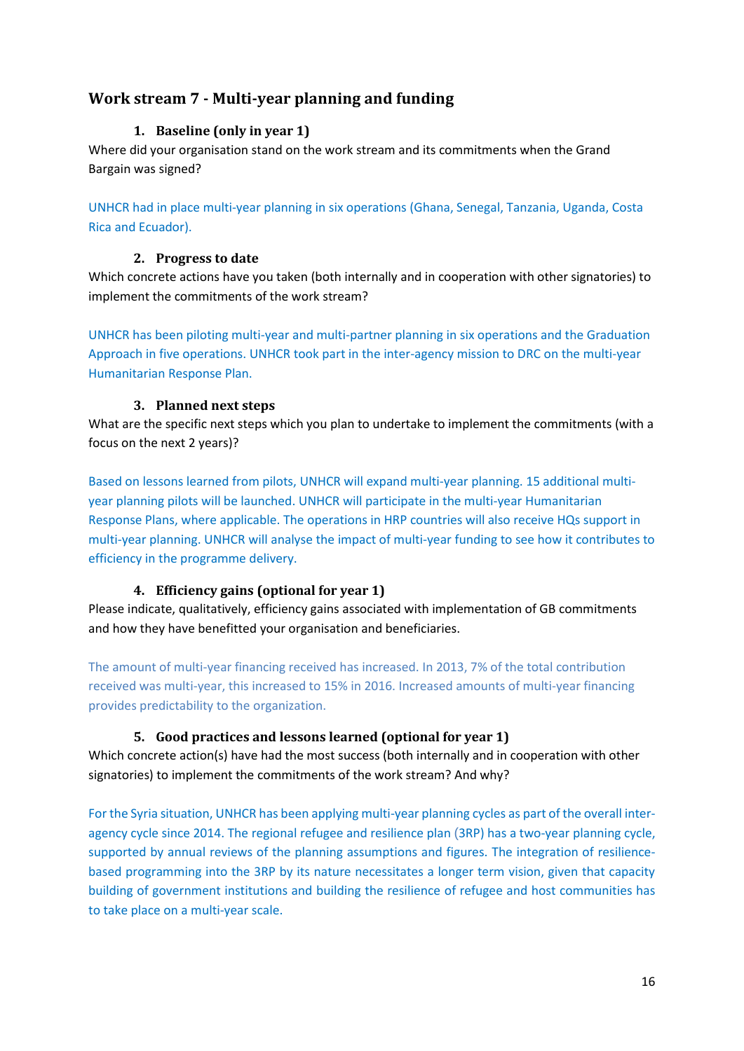## Work stream 7 - Multi-year planning and funding

### 1. Baseline (only in year 1)

Where did your organisation stand on the work stream and its commitments when the Grand Bargain was signed?

UNHCR had in place multi-year planning in six operations (Ghana, Senegal, Tanzania, Uganda, Costa Rica and Ecuador).

### 2. Progress to date

Which concrete actions have you taken (both internally and in cooperation with other signatories) to implement the commitments of the work stream?

UNHCR has been piloting multi-year and multi-partner planning in six operations and the Graduation Approach in five operations. UNHCR took part in the inter-agency mission to DRC on the multi-year Humanitarian Response Plan.

### 3. Planned next steps

What are the specific next steps which you plan to undertake to implement the commitments (with a focus on the next 2 years)?

Based on lessons learned from pilots, UNHCR will expand multi-year planning. 15 additional multi-year planning pilots will be launched. UNHCR will participate in the multi-year Humanitarian Response Plans, where applicable. The operations in HRP countries will also receive HQs support in multi-year planning. UNHCR will analyse the impact of multi-year funding to see how it contributes to efficiency in the programme delivery.

### 4. Efficiency gains (optional for year 1)

Please indicate, qualitatively, efficiency gains associated with implementation of GB commitments and how they have benefitted your organisation and beneficiaries.

The amount of multi-year financing received has increased. In 2013, 7% of the total contribution received was multi-year, this increased to 15% in 2016. Increased amounts of multi-year financing provides predictability to the organization.

### 5. Good practices and lessons learned (optional for year 1)

Which concrete action(s) have had the most success (both internally and in cooperation with other signatories) to implement the commitments of the work stream? And why?

For the Syria situation, UNHCR has been applying multi-year planning cycles as part of the overall inter-agency cycle since 2014. The regional refugee and resilience plan (3RP) has a two-year planning cycle, supported by annual reviews of the planning assumptions and figures. The integration of resilience-based programming into the 3RP by its nature necessitates a longer term vision, given that capacity building of government institutions and building the resilience of refugee and host communities has to take place on a multi-year scale.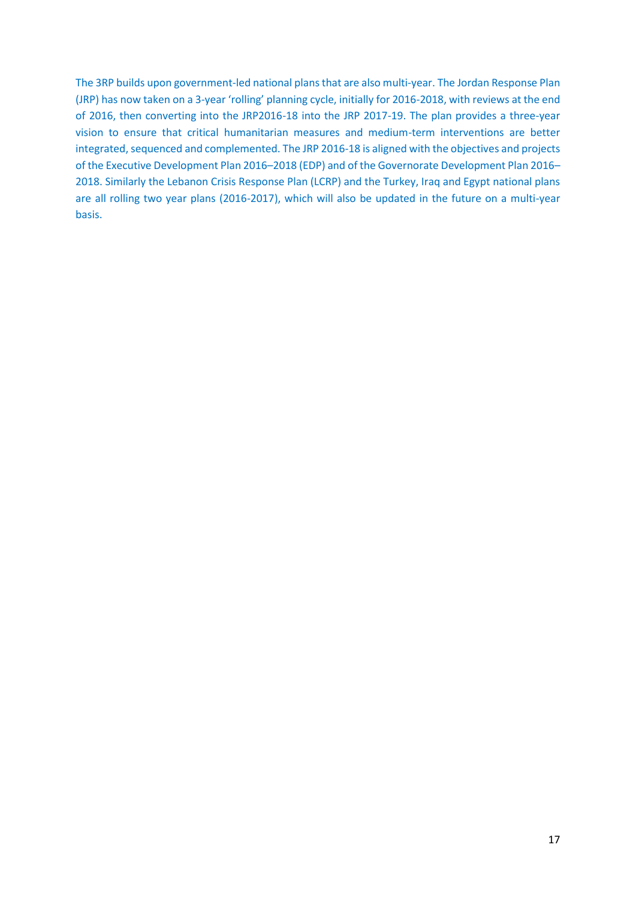The 3RP builds upon government-led national plans that are also multi-year. The Jordan Response Plan (JRP) has now taken on a 3-year 'rolling' planning cycle, initially for 2016-2018, with reviews at the end of 2016, then converting into the JRP2016-18 into the JRP 2017-19. The plan provides a three-year vision to ensure that critical humanitarian measures and medium-term interventions are better integrated, sequenced and complemented. The JRP 2016-18 is aligned with the objectives and projects of the Executive Development Plan 2016–2018 (EDP) and of the Governorate Development Plan 2016–2018. Similarly the Lebanon Crisis Response Plan (LCRP) and the Turkey, Iraq and Egypt national plans are all rolling two year plans (2016-2017), which will also be updated in the future on a multi-year basis.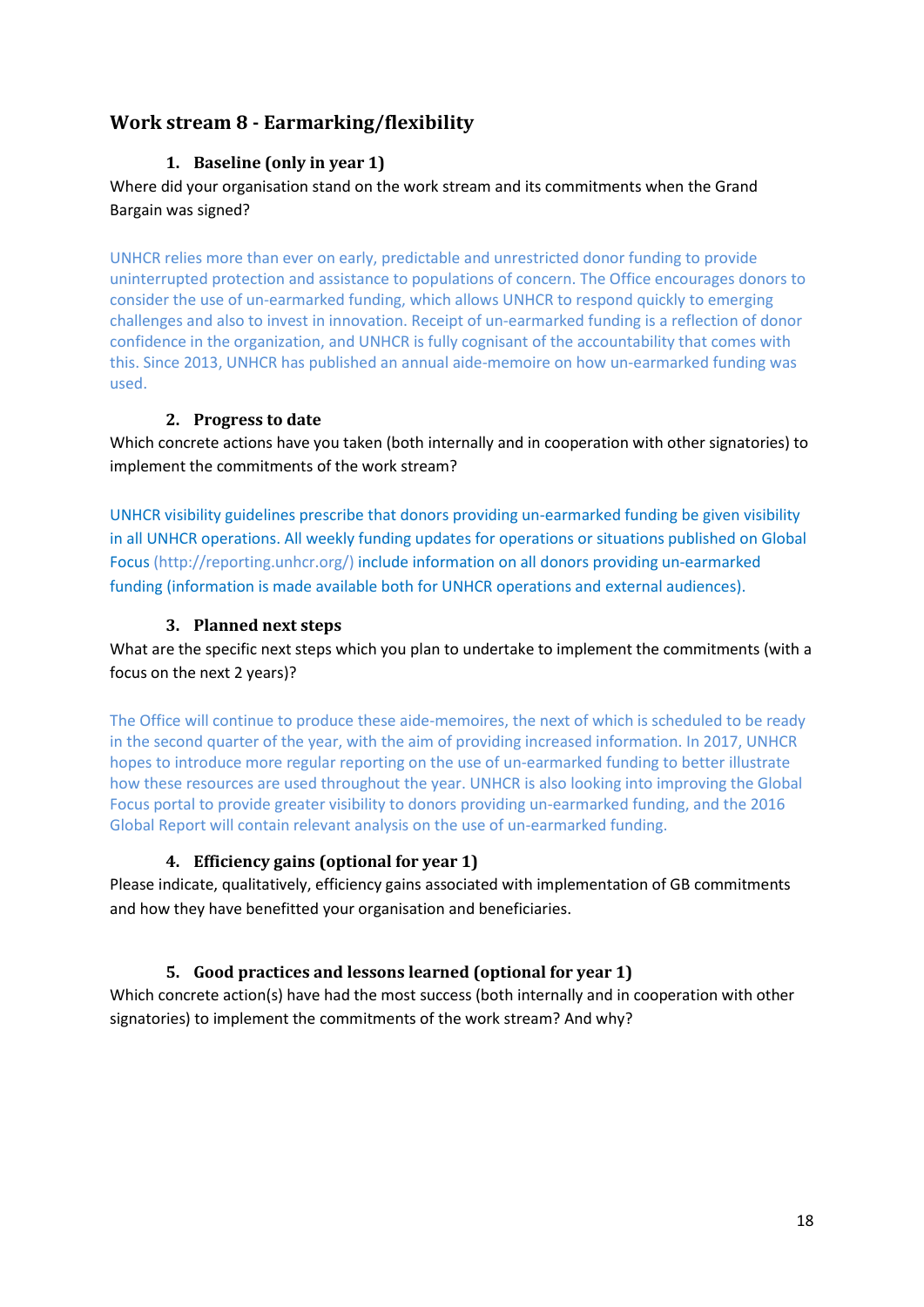## Work stream 8 - Earmarking/flexibility

### 1. Baseline (only in year 1)

Where did your organisation stand on the work stream and its commitments when the Grand Bargain was signed?

UNHCR relies more than ever on early, predictable and unrestricted donor funding to provide uninterrupted protection and assistance to populations of concern. The Office encourages donors to consider the use of un-earmarked funding, which allows UNHCR to respond quickly to emerging challenges and also to invest in innovation. Receipt of un-earmarked funding is a reflection of donor confidence in the organization, and UNHCR is fully cognisant of the accountability that comes with this. Since 2013, UNHCR has published an annual aide-memoire on how un-earmarked funding was used.

### 2. Progress to date

Which concrete actions have you taken (both internally and in cooperation with other signatories) to implement the commitments of the work stream?

UNHCR visibility guidelines prescribe that donors providing un-earmarked funding be given visibility in all UNHCR operations. All weekly funding updates for operations or situations published on Global Focus (http://reporting.unhcr.org/) include information on all donors providing un-earmarked funding (information is made available both for UNHCR operations and external audiences).

### 3. Planned next steps

What are the specific next steps which you plan to undertake to implement the commitments (with a focus on the next 2 years)?

The Office will continue to produce these aide-memoires, the next of which is scheduled to be ready in the second quarter of the year, with the aim of providing increased information. In 2017, UNHCR hopes to introduce more regular reporting on the use of un-earmarked funding to better illustrate how these resources are used throughout the year. UNHCR is also looking into improving the Global Focus portal to provide greater visibility to donors providing un-earmarked funding, and the 2016 Global Report will contain relevant analysis on the use of un-earmarked funding.

### 4. Efficiency gains (optional for year 1)

Please indicate, qualitatively, efficiency gains associated with implementation of GB commitments and how they have benefitted your organisation and beneficiaries.

### 5. Good practices and lessons learned (optional for year 1)

Which concrete action(s) have had the most success (both internally and in cooperation with other signatories) to implement the commitments of the work stream? And why?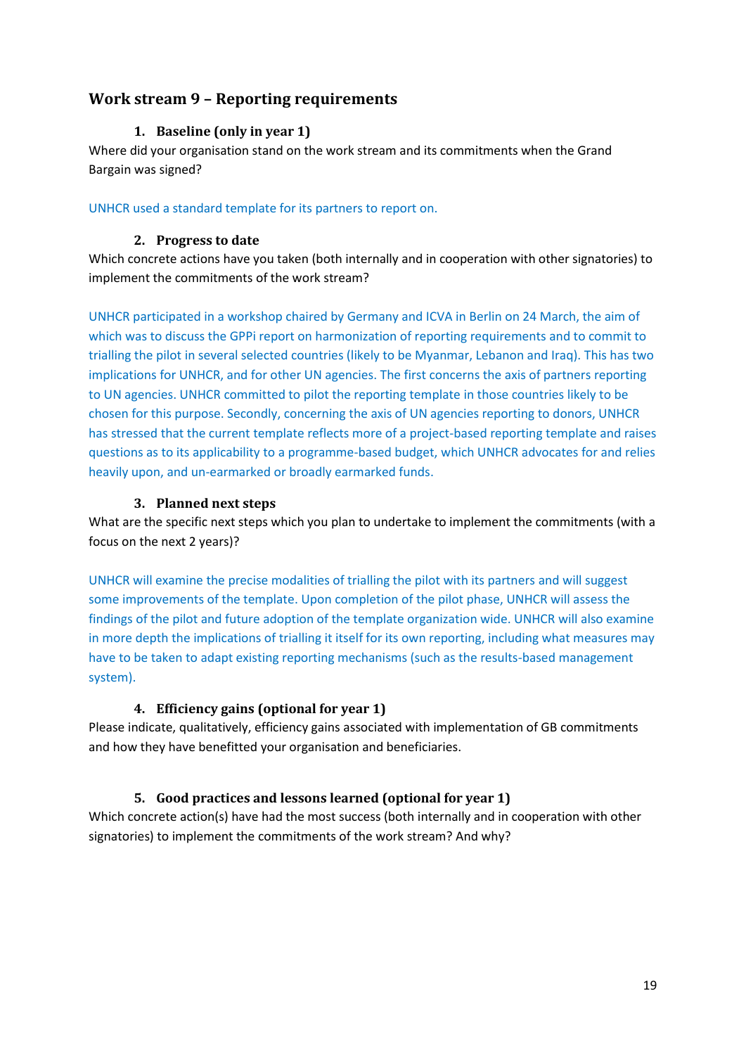## Work stream 9 – Reporting requirements

### 1. Baseline (only in year 1)

Where did your organisation stand on the work stream and its commitments when the Grand Bargain was signed?

UNHCR used a standard template for its partners to report on.

### 2. Progress to date

Which concrete actions have you taken (both internally and in cooperation with other signatories) to implement the commitments of the work stream?

UNHCR participated in a workshop chaired by Germany and ICVA in Berlin on 24 March, the aim of which was to discuss the GPPi report on harmonization of reporting requirements and to commit to trialling the pilot in several selected countries (likely to be Myanmar, Lebanon and Iraq). This has two implications for UNHCR, and for other UN agencies. The first concerns the axis of partners reporting to UN agencies. UNHCR committed to pilot the reporting template in those countries likely to be chosen for this purpose. Secondly, concerning the axis of UN agencies reporting to donors, UNHCR has stressed that the current template reflects more of a project-based reporting template and raises questions as to its applicability to a programme-based budget, which UNHCR advocates for and relies heavily upon, and un-earmarked or broadly earmarked funds.

### 3. Planned next steps

What are the specific next steps which you plan to undertake to implement the commitments (with a focus on the next 2 years)?

UNHCR will examine the precise modalities of trialling the pilot with its partners and will suggest some improvements of the template. Upon completion of the pilot phase, UNHCR will assess the findings of the pilot and future adoption of the template organization wide. UNHCR will also examine in more depth the implications of trialling it itself for its own reporting, including what measures may have to be taken to adapt existing reporting mechanisms (such as the results-based management system).

### 4. Efficiency gains (optional for year 1)

Please indicate, qualitatively, efficiency gains associated with implementation of GB commitments and how they have benefitted your organisation and beneficiaries.

### 5. Good practices and lessons learned (optional for year 1)

Which concrete action(s) have had the most success (both internally and in cooperation with other signatories) to implement the commitments of the work stream? And why?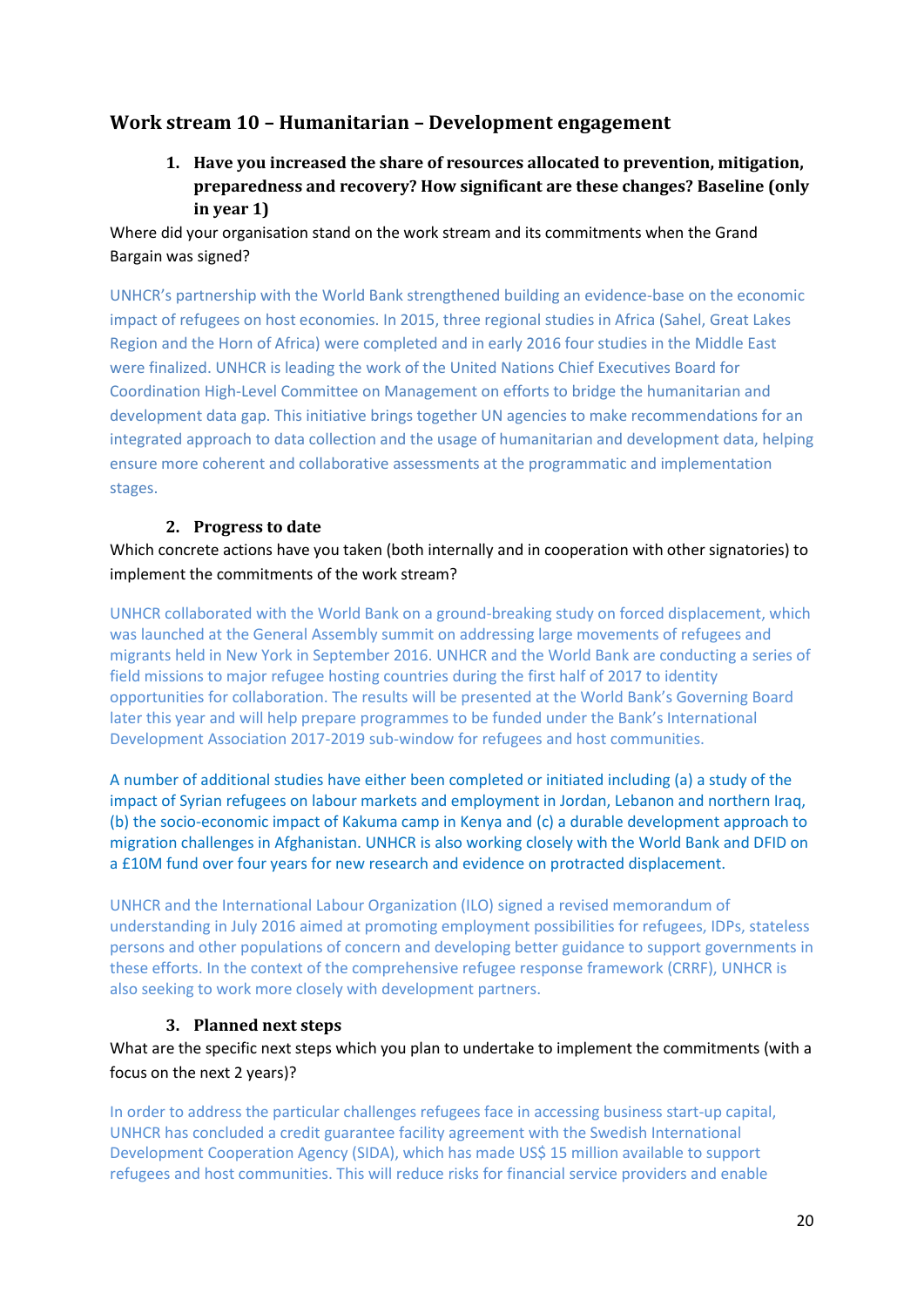## Work stream 10 – Humanitarian – Development engagement

1. **Have you increased the share of resources allocated to prevention, mitigation, preparedness and recovery? How significant are these changes? Baseline (only in year 1)**

Where did your organisation stand on the work stream and its commitments when the Grand Bargain was signed?

UNHCR's partnership with the World Bank strengthened building an evidence-base on the economic impact of refugees on host economies. In 2015, three regional studies in Africa (Sahel, Great Lakes Region and the Horn of Africa) were completed and in early 2016 four studies in the Middle East were finalized. UNHCR is leading the work of the United Nations Chief Executives Board for Coordination High-Level Committee on Management on efforts to bridge the humanitarian and development data gap. This initiative brings together UN agencies to make recommendations for an integrated approach to data collection and the usage of humanitarian and development data, helping ensure more coherent and collaborative assessments at the programmatic and implementation stages.

2. **Progress to date**

Which concrete actions have you taken (both internally and in cooperation with other signatories) to implement the commitments of the work stream?

UNHCR collaborated with the World Bank on a ground-breaking study on forced displacement, which was launched at the General Assembly summit on addressing large movements of refugees and migrants held in New York in September 2016. UNHCR and the World Bank are conducting a series of field missions to major refugee hosting countries during the first half of 2017 to identity opportunities for collaboration. The results will be presented at the World Bank's Governing Board later this year and will help prepare programmes to be funded under the Bank's International Development Association 2017-2019 sub-window for refugees and host communities.

A number of additional studies have either been completed or initiated including (a) a study of the impact of Syrian refugees on labour markets and employment in Jordan, Lebanon and northern Iraq, (b) the socio-economic impact of Kakuma camp in Kenya and (c) a durable development approach to migration challenges in Afghanistan. UNHCR is also working closely with the World Bank and DFID on a £10M fund over four years for new research and evidence on protracted displacement.

UNHCR and the International Labour Organization (ILO) signed a revised memorandum of understanding in July 2016 aimed at promoting employment possibilities for refugees, IDPs, stateless persons and other populations of concern and developing better guidance to support governments in these efforts. In the context of the comprehensive refugee response framework (CRRF), UNHCR is also seeking to work more closely with development partners.

3. **Planned next steps**

What are the specific next steps which you plan to undertake to implement the commitments (with a focus on the next 2 years)?

In order to address the particular challenges refugees face in accessing business start-up capital, UNHCR has concluded a credit guarantee facility agreement with the Swedish International Development Cooperation Agency (SIDA), which has made US$ 15 million available to support refugees and host communities. This will reduce risks for financial service providers and enable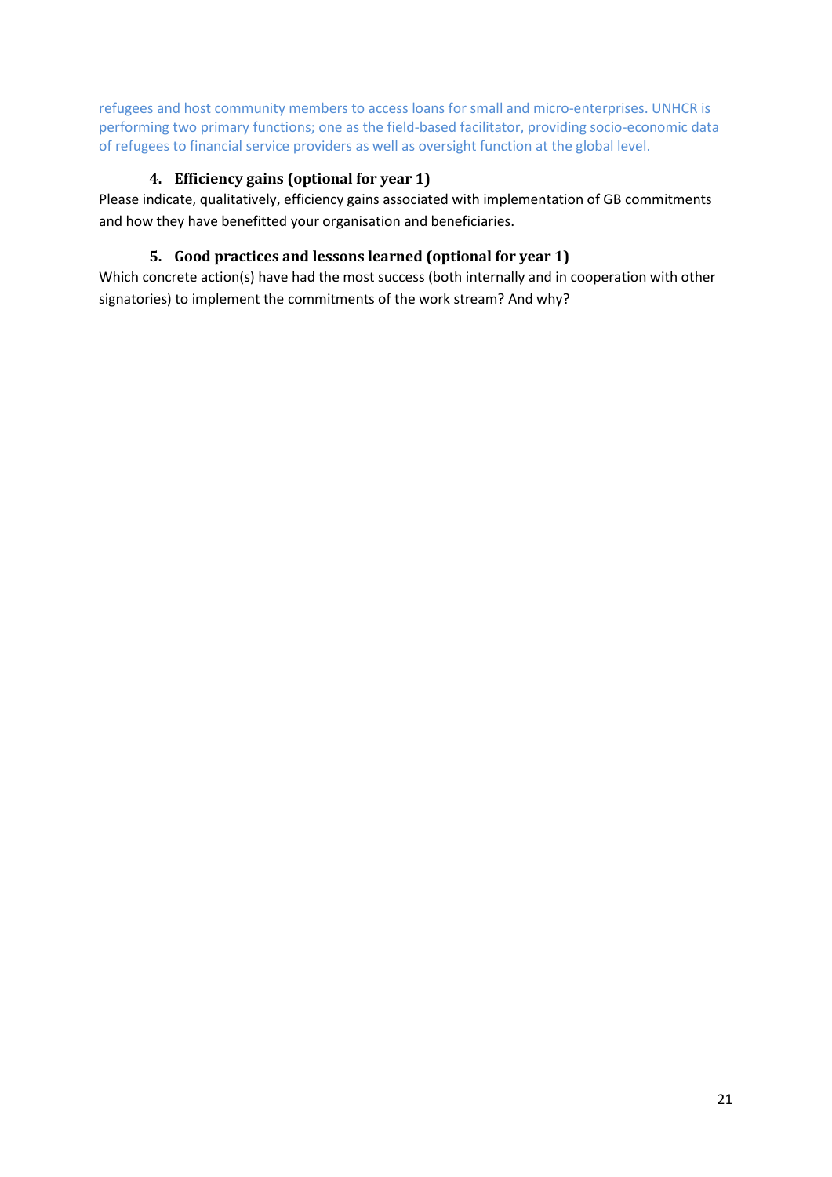refugees and host community members to access loans for small and micro-enterprises. UNHCR is performing two primary functions; one as the field-based facilitator, providing socio-economic data of refugees to financial service providers as well as oversight function at the global level.

### 4. Efficiency gains (optional for year 1)

Please indicate, qualitatively, efficiency gains associated with implementation of GB commitments and how they have benefitted your organisation and beneficiaries.

### 5. Good practices and lessons learned (optional for year 1)

Which concrete action(s) have had the most success (both internally and in cooperation with other signatories) to implement the commitments of the work stream? And why?